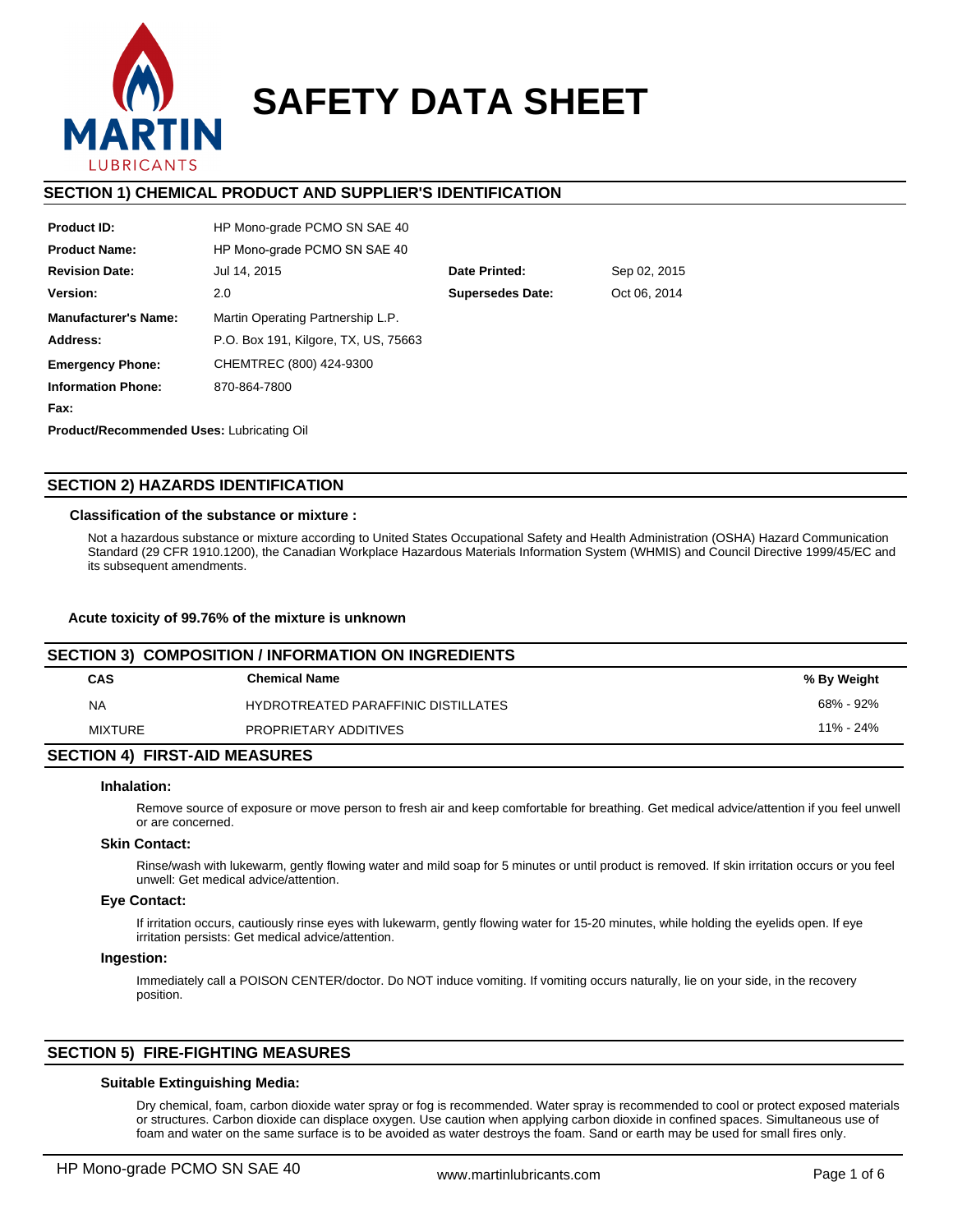# SAFETY DATA SHEET

## SECTION 1) CHEMICAL PRODUCT AND SUPPLIER'S IDENTIFICATION

| | | | |
|---|---|---|---|
| **Product ID:** | HP Mono-grade PCMO SN SAE 40 | | |
| **Product Name:** | HP Mono-grade PCMO SN SAE 40 | | |
| **Revision Date:** | Jul 14, 2015 | **Date Printed:** | Sep 02, 2015 |
| **Version:** | 2.0 | **Supersedes Date:** | Oct 06, 2014 |
| **Manufacturer's Name:** | Martin Operating Partnership L.P. | | |
| **Address:** | P.O. Box 191, Kilgore, TX, US, 75663 | | |
| **Emergency Phone:** | CHEMTREC (800) 424-9300 | | |
| **Information Phone:** | 870-864-7800 | | |
| **Fax:** | | | |

**Product/Recommended Uses:** Lubricating Oil

## SECTION 2) HAZARDS IDENTIFICATION

### Classification of the substance or mixture :

Not a hazardous substance or mixture according to United States Occupational Safety and Health Administration (OSHA) Hazard Communication Standard (29 CFR 1910.1200), the Canadian Workplace Hazardous Materials Information System (WHMIS) and Council Directive 1999/45/EC and its subsequent amendments.

**Acute toxicity of 99.76% of the mixture is unknown**

## SECTION 3) COMPOSITION / INFORMATION ON INGREDIENTS

| CAS | Chemical Name | % By Weight |
|---|---|---|
| NA | HYDROTREATED PARAFFINIC DISTILLATES | 68% - 92% |
| MIXTURE | PROPRIETARY ADDITIVES | 11% - 24% |

## SECTION 4) FIRST-AID MEASURES

### Inhalation:

Remove source of exposure or move person to fresh air and keep comfortable for breathing. Get medical advice/attention if you feel unwell or are concerned.

### Skin Contact:

Rinse/wash with lukewarm, gently flowing water and mild soap for 5 minutes or until product is removed. If skin irritation occurs or you feel unwell: Get medical advice/attention.

### Eye Contact:

If irritation occurs, cautiously rinse eyes with lukewarm, gently flowing water for 15-20 minutes, while holding the eyelids open. If eye irritation persists: Get medical advice/attention.

### Ingestion:

Immediately call a POISON CENTER/doctor. Do NOT induce vomiting. If vomiting occurs naturally, lie on your side, in the recovery position.

## SECTION 5) FIRE-FIGHTING MEASURES

### Suitable Extinguishing Media:

Dry chemical, foam, carbon dioxide water spray or fog is recommended. Water spray is recommended to cool or protect exposed materials or structures. Carbon dioxide can displace oxygen. Use caution when applying carbon dioxide in confined spaces. Simultaneous use of foam and water on the same surface is to be avoided as water destroys the foam. Sand or earth may be used for small fires only.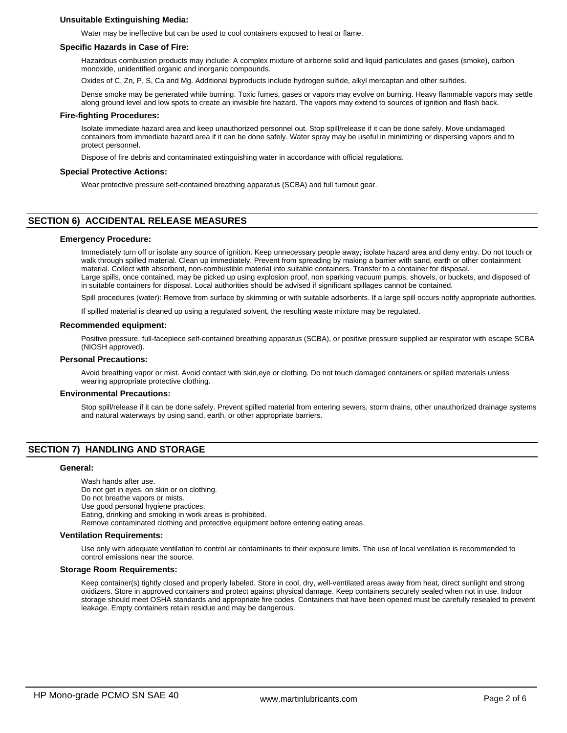### Unsuitable Extinguishing Media:

Water may be ineffective but can be used to cool containers exposed to heat or flame.

### Specific Hazards in Case of Fire:

Hazardous combustion products may include: A complex mixture of airborne solid and liquid particulates and gases (smoke), carbon monoxide, unidentified organic and inorganic compounds.

Oxides of C, Zn, P, S, Ca and Mg. Additional byproducts include hydrogen sulfide, alkyl mercaptan and other sulfides.

Dense smoke may be generated while burning. Toxic fumes, gases or vapors may evolve on burning. Heavy flammable vapors may settle along ground level and low spots to create an invisible fire hazard. The vapors may extend to sources of ignition and flash back.

### Fire-fighting Procedures:

Isolate immediate hazard area and keep unauthorized personnel out. Stop spill/release if it can be done safely. Move undamaged containers from immediate hazard area if it can be done safely. Water spray may be useful in minimizing or dispersing vapors and to protect personnel.

Dispose of fire debris and contaminated extinguishing water in accordance with official regulations.

### Special Protective Actions:

Wear protective pressure self-contained breathing apparatus (SCBA) and full turnout gear.

## SECTION 6) ACCIDENTAL RELEASE MEASURES

### Emergency Procedure:

Immediately turn off or isolate any source of ignition. Keep unnecessary people away; isolate hazard area and deny entry. Do not touch or walk through spilled material. Clean up immediately. Prevent from spreading by making a barrier with sand, earth or other containment material. Collect with absorbent, non-combustible material into suitable containers. Transfer to a container for disposal.
Large spills, once contained, may be picked up using explosion proof, non sparking vacuum pumps, shovels, or buckets, and disposed of in suitable containers for disposal. Local authorities should be advised if significant spillages cannot be contained.

Spill procedures (water): Remove from surface by skimming or with suitable adsorbents. If a large spill occurs notify appropriate authorities.

If spilled material is cleaned up using a regulated solvent, the resulting waste mixture may be regulated.

### Recommended equipment:

Positive pressure, full-facepiece self-contained breathing apparatus (SCBA), or positive pressure supplied air respirator with escape SCBA (NIOSH approved).

### Personal Precautions:

Avoid breathing vapor or mist. Avoid contact with skin,eye or clothing. Do not touch damaged containers or spilled materials unless wearing appropriate protective clothing.

### Environmental Precautions:

Stop spill/release if it can be done safely. Prevent spilled material from entering sewers, storm drains, other unauthorized drainage systems and natural waterways by using sand, earth, or other appropriate barriers.

## SECTION 7) HANDLING AND STORAGE

### General:

Wash hands after use.
Do not get in eyes, on skin or on clothing.
Do not breathe vapors or mists.
Use good personal hygiene practices.
Eating, drinking and smoking in work areas is prohibited.
Remove contaminated clothing and protective equipment before entering eating areas.

### Ventilation Requirements:

Use only with adequate ventilation to control air contaminants to their exposure limits. The use of local ventilation is recommended to control emissions near the source.

### Storage Room Requirements:

Keep container(s) tightly closed and properly labeled. Store in cool, dry, well-ventilated areas away from heat, direct sunlight and strong oxidizers. Store in approved containers and protect against physical damage. Keep containers securely sealed when not in use. Indoor storage should meet OSHA standards and appropriate fire codes. Containers that have been opened must be carefully resealed to prevent leakage. Empty containers retain residue and may be dangerous.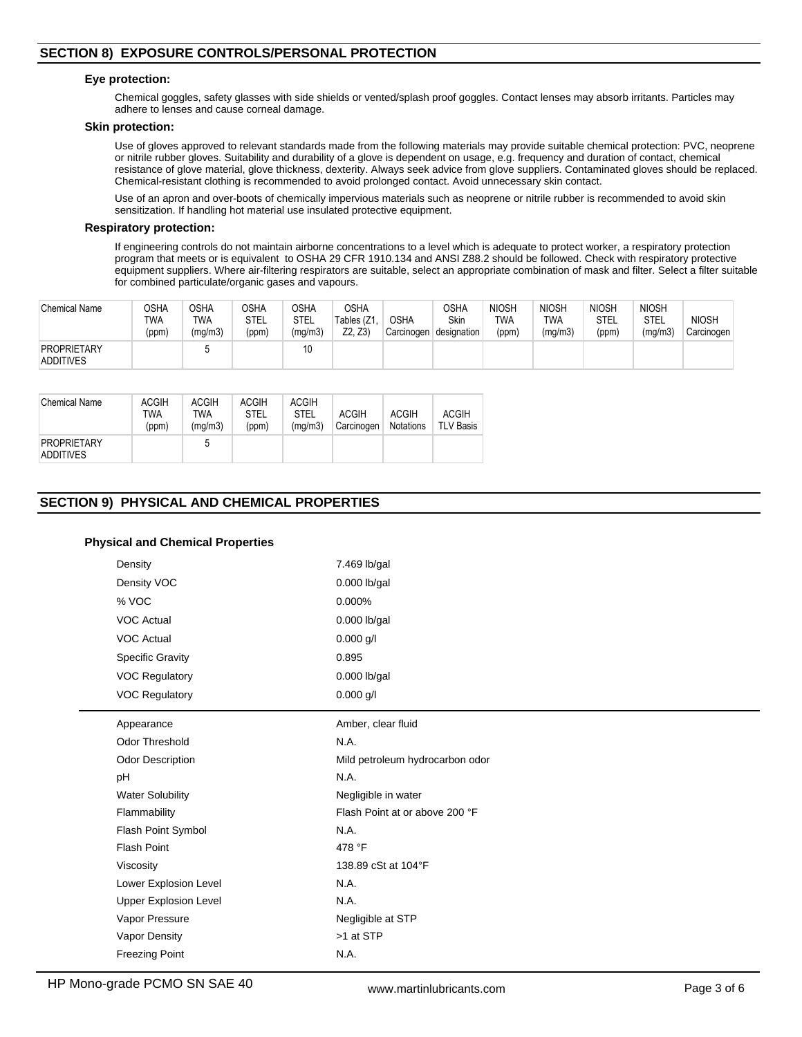## SECTION 8) EXPOSURE CONTROLS/PERSONAL PROTECTION

### Eye protection:

Chemical goggles, safety glasses with side shields or vented/splash proof goggles. Contact lenses may absorb irritants. Particles may adhere to lenses and cause corneal damage.

### Skin protection:

Use of gloves approved to relevant standards made from the following materials may provide suitable chemical protection: PVC, neoprene or nitrile rubber gloves. Suitability and durability of a glove is dependent on usage, e.g. frequency and duration of contact, chemical resistance of glove material, glove thickness, dexterity. Always seek advice from glove suppliers. Contaminated gloves should be replaced. Chemical-resistant clothing is recommended to avoid prolonged contact. Avoid unnecessary skin contact.

Use of an apron and over-boots of chemically impervious materials such as neoprene or nitrile rubber is recommended to avoid skin sensitization. If handling hot material use insulated protective equipment.

### Respiratory protection:

If engineering controls do not maintain airborne concentrations to a level which is adequate to protect worker, a respiratory protection program that meets or is equivalent to OSHA 29 CFR 1910.134 and ANSI Z88.2 should be followed. Check with respiratory protective equipment suppliers. Where air-filtering respirators are suitable, select an appropriate combination of mask and filter. Select a filter suitable for combined particulate/organic gases and vapours.

| Chemical Name | OSHA TWA (ppm) | OSHA TWA (mg/m3) | OSHA STEL (ppm) | OSHA STEL (mg/m3) | OSHA Tables (Z1, Z2, Z3) | OSHA Carcinogen | OSHA Skin designation | NIOSH TWA (ppm) | NIOSH TWA (mg/m3) | NIOSH STEL (ppm) | NIOSH STEL (mg/m3) | NIOSH Carcinogen |
|---|---|---|---|---|---|---|---|---|---|---|---|---|
| PROPRIETARY ADDITIVES | | 5 | | 10 | | | | | | | | |

| Chemical Name | ACGIH TWA (ppm) | ACGIH TWA (mg/m3) | ACGIH STEL (ppm) | ACGIH STEL (mg/m3) | ACGIH Carcinogen | ACGIH Notations | ACGIH TLV Basis |
|---|---|---|---|---|---|---|---|
| PROPRIETARY ADDITIVES | | 5 | | | | | |

## SECTION 9) PHYSICAL AND CHEMICAL PROPERTIES

### Physical and Chemical Properties

| Property | Value |
|---|---|
| Density | 7.469 lb/gal |
| Density VOC | 0.000 lb/gal |
| % VOC | 0.000% |
| VOC Actual | 0.000 lb/gal |
| VOC Actual | 0.000 g/l |
| Specific Gravity | 0.895 |
| VOC Regulatory | 0.000 lb/gal |
| VOC Regulatory | 0.000 g/l |

| Property | Value |
|---|---|
| Appearance | Amber, clear fluid |
| Odor Threshold | N.A. |
| Odor Description | Mild petroleum hydrocarbon odor |
| pH | N.A. |
| Water Solubility | Negligible in water |
| Flammability | Flash Point at or above 200 °F |
| Flash Point Symbol | N.A. |
| Flash Point | 478 °F |
| Viscosity | 138.89 cSt at 104°F |
| Lower Explosion Level | N.A. |
| Upper Explosion Level | N.A. |
| Vapor Pressure | Negligible at STP |
| Vapor Density | >1 at STP |
| Freezing Point | N.A. |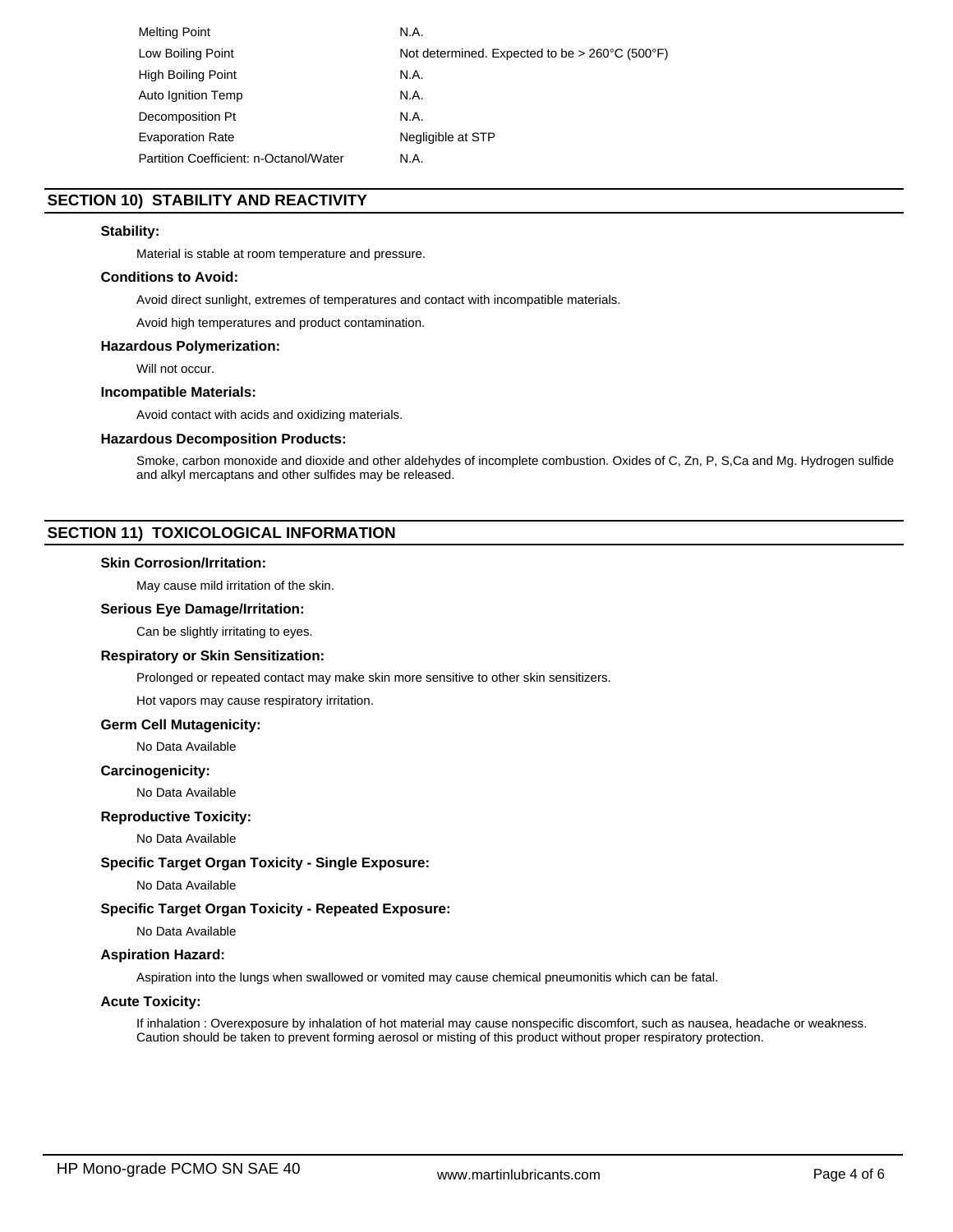| | |
|---|---|
| Melting Point | N.A. |
| Low Boiling Point | Not determined. Expected to be > 260°C (500°F) |
| High Boiling Point | N.A. |
| Auto Ignition Temp | N.A. |
| Decomposition Pt | N.A. |
| Evaporation Rate | Negligible at STP |
| Partition Coefficient: n-Octanol/Water | N.A. |

## SECTION 10) STABILITY AND REACTIVITY

**Stability:**

Material is stable at room temperature and pressure.

**Conditions to Avoid:**

Avoid direct sunlight, extremes of temperatures and contact with incompatible materials.

Avoid high temperatures and product contamination.

**Hazardous Polymerization:**

Will not occur.

**Incompatible Materials:**

Avoid contact with acids and oxidizing materials.

**Hazardous Decomposition Products:**

Smoke, carbon monoxide and dioxide and other aldehydes of incomplete combustion. Oxides of C, Zn, P, S,Ca and Mg. Hydrogen sulfide and alkyl mercaptans and other sulfides may be released.

## SECTION 11) TOXICOLOGICAL INFORMATION

**Skin Corrosion/Irritation:**

May cause mild irritation of the skin.

**Serious Eye Damage/Irritation:**

Can be slightly irritating to eyes.

**Respiratory or Skin Sensitization:**

Prolonged or repeated contact may make skin more sensitive to other skin sensitizers.

Hot vapors may cause respiratory irritation.

**Germ Cell Mutagenicity:**

No Data Available

**Carcinogenicity:**

No Data Available

**Reproductive Toxicity:**

No Data Available

**Specific Target Organ Toxicity - Single Exposure:**

No Data Available

**Specific Target Organ Toxicity - Repeated Exposure:**

No Data Available

**Aspiration Hazard:**

Aspiration into the lungs when swallowed or vomited may cause chemical pneumonitis which can be fatal.

**Acute Toxicity:**

If inhalation : Overexposure by inhalation of hot material may cause nonspecific discomfort, such as nausea, headache or weakness. Caution should be taken to prevent forming aerosol or misting of this product without proper respiratory protection.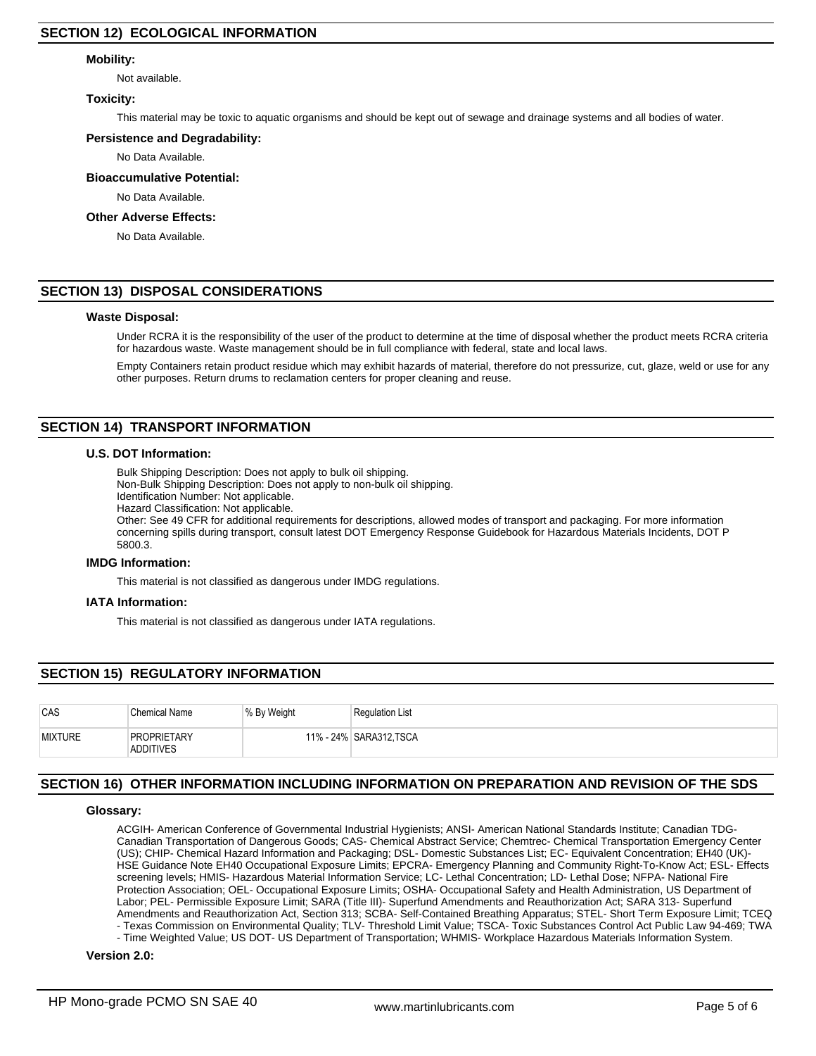## SECTION 12) ECOLOGICAL INFORMATION

### Mobility:

Not available.

### Toxicity:

This material may be toxic to aquatic organisms and should be kept out of sewage and drainage systems and all bodies of water.

### Persistence and Degradability:

No Data Available.

### Bioaccumulative Potential:

No Data Available.

### Other Adverse Effects:

No Data Available.

## SECTION 13) DISPOSAL CONSIDERATIONS

### Waste Disposal:

Under RCRA it is the responsibility of the user of the product to determine at the time of disposal whether the product meets RCRA criteria for hazardous waste. Waste management should be in full compliance with federal, state and local laws.

Empty Containers retain product residue which may exhibit hazards of material, therefore do not pressurize, cut, glaze, weld or use for any other purposes. Return drums to reclamation centers for proper cleaning and reuse.

## SECTION 14) TRANSPORT INFORMATION

### U.S. DOT Information:

Bulk Shipping Description: Does not apply to bulk oil shipping.
Non-Bulk Shipping Description: Does not apply to non-bulk oil shipping.
Identification Number: Not applicable.
Hazard Classification: Not applicable.
Other: See 49 CFR for additional requirements for descriptions, allowed modes of transport and packaging. For more information concerning spills during transport, consult latest DOT Emergency Response Guidebook for Hazardous Materials Incidents, DOT P 5800.3.

### IMDG Information:

This material is not classified as dangerous under IMDG regulations.

### IATA Information:

This material is not classified as dangerous under IATA regulations.

## SECTION 15) REGULATORY INFORMATION

| CAS | Chemical Name | % By Weight | Regulation List |
|---|---|---|---|
| MIXTURE | PROPRIETARY ADDITIVES | 11% - 24% | SARA312,TSCA |

## SECTION 16) OTHER INFORMATION INCLUDING INFORMATION ON PREPARATION AND REVISION OF THE SDS

### Glossary:

ACGIH- American Conference of Governmental Industrial Hygienists; ANSI- American National Standards Institute; Canadian TDG- Canadian Transportation of Dangerous Goods; CAS- Chemical Abstract Service; Chemtrec- Chemical Transportation Emergency Center (US); CHIP- Chemical Hazard Information and Packaging; DSL- Domestic Substances List; EC- Equivalent Concentration; EH40 (UK)- HSE Guidance Note EH40 Occupational Exposure Limits; EPCRA- Emergency Planning and Community Right-To-Know Act; ESL- Effects screening levels; HMIS- Hazardous Material Information Service; LC- Lethal Concentration; LD- Lethal Dose; NFPA- National Fire Protection Association; OEL- Occupational Exposure Limits; OSHA- Occupational Safety and Health Administration, US Department of Labor; PEL- Permissible Exposure Limit; SARA (Title III)- Superfund Amendments and Reauthorization Act; SARA 313- Superfund Amendments and Reauthorization Act, Section 313; SCBA- Self-Contained Breathing Apparatus; STEL- Short Term Exposure Limit; TCEQ - Texas Commission on Environmental Quality; TLV- Threshold Limit Value; TSCA- Toxic Substances Control Act Public Law 94-469; TWA - Time Weighted Value; US DOT- US Department of Transportation; WHMIS- Workplace Hazardous Materials Information System.

### Version 2.0: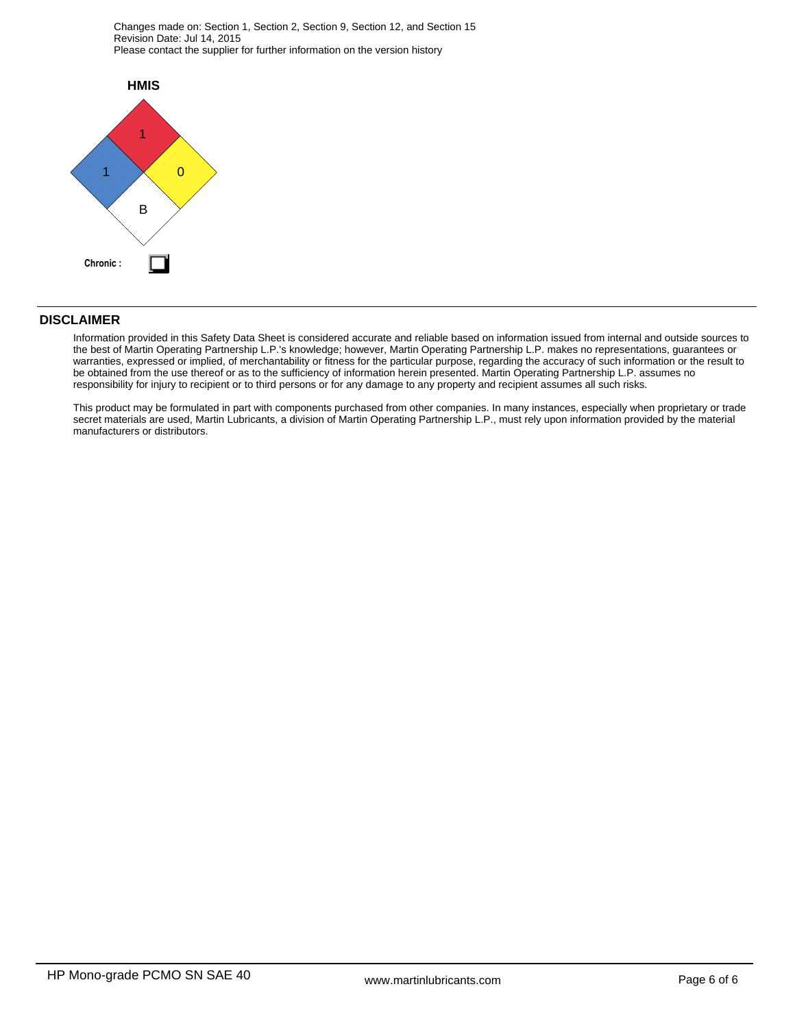Changes made on: Section 1, Section 2, Section 9, Section 12, and Section 15
Revision Date: Jul 14, 2015
Please contact the supplier for further information on the version history

**HMIS**

1

1

0

B

**Chronic :**

## DISCLAIMER

Information provided in this Safety Data Sheet is considered accurate and reliable based on information issued from internal and outside sources to the best of Martin Operating Partnership L.P.'s knowledge; however, Martin Operating Partnership L.P. makes no representations, guarantees or warranties, expressed or implied, of merchantability or fitness for the particular purpose, regarding the accuracy of such information or the result to be obtained from the use thereof or as to the sufficiency of information herein presented. Martin Operating Partnership L.P. assumes no responsibility for injury to recipient or to third persons or for any damage to any property and recipient assumes all such risks.

This product may be formulated in part with components purchased from other companies. In many instances, especially when proprietary or trade secret materials are used, Martin Lubricants, a division of Martin Operating Partnership L.P., must rely upon information provided by the material manufacturers or distributors.